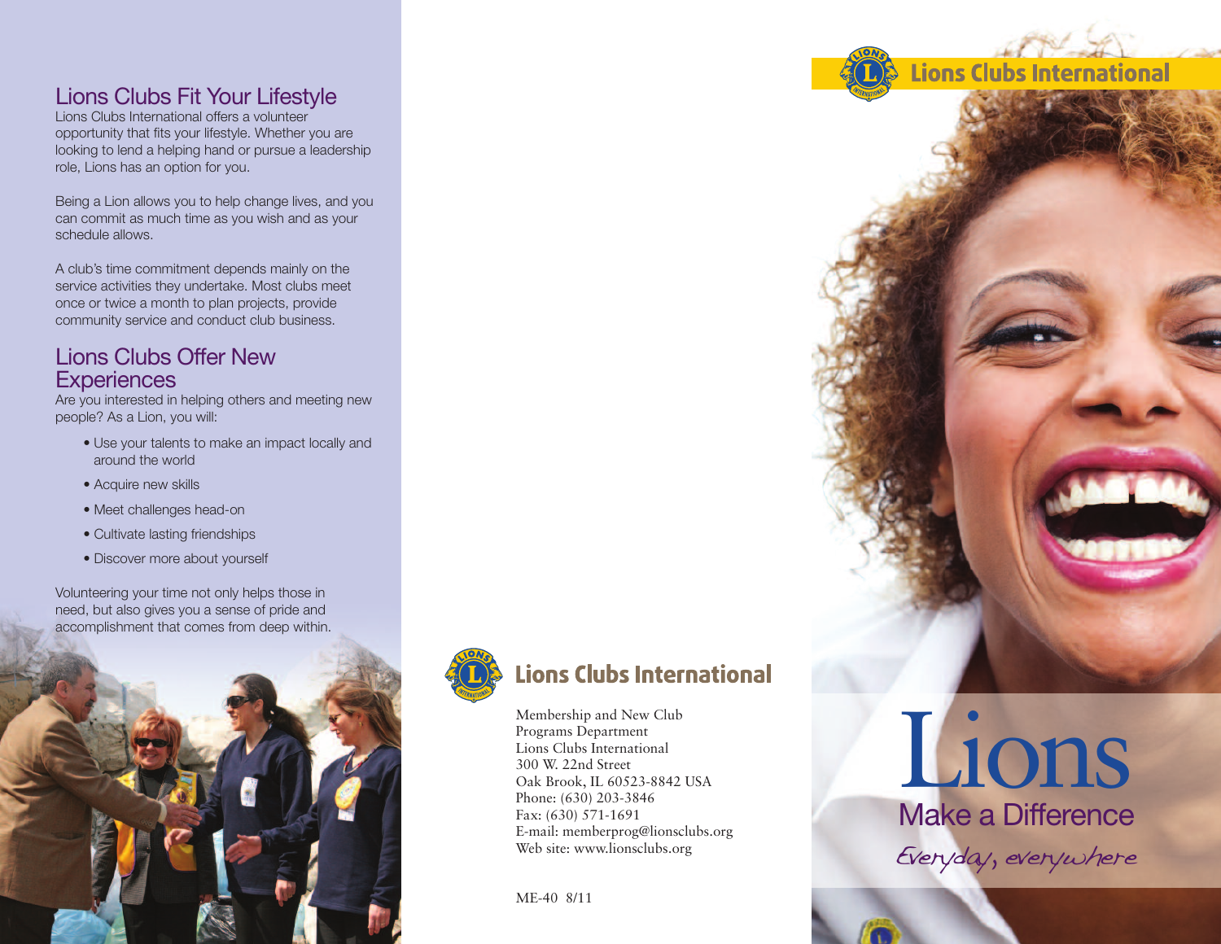## Lions Clubs Fit Your Lifestyle

Lions Clubs International offers a volunteer opportunity that fits your lifestyle. Whether you are looking to lend a helping hand or pursue a leadership role, Lions has an option for you.

Being a Lion allows you to help change lives, and you can commit as much time as you wish and as your schedule allows.

A club's time commitment depends mainly on the service activities they undertake. Most clubs meet once or twice a month to plan projects, provide community service and conduct club business.

## Lions Clubs Offer New Experiences

Are you interested in helping others and meeting new people? As a Lion, you will:

- Use your talents to make an impact locally and around the world
- Acquire new skills
- Meet challenges head-on
- Cultivate lasting friendships
- Discover more about yourself

Volunteering your time not only helps those in need, but also gives you a sense of pride and accomplishment that comes from deep within.

**Lions Clubs International**

Membership and New Club Programs Department
Lions Clubs International
300 W. 22nd Street
Oak Brook, IL 60523-8842 USA
Phone: (630) 203-3846
Fax: (630) 571-1691
E-mail: memberprog@lionsclubs.org
Web site: www.lionsclubs.org

ME-40 8/11

**Lions Clubs International**

# Lions

## Make a Difference

*Everyday, everywhere*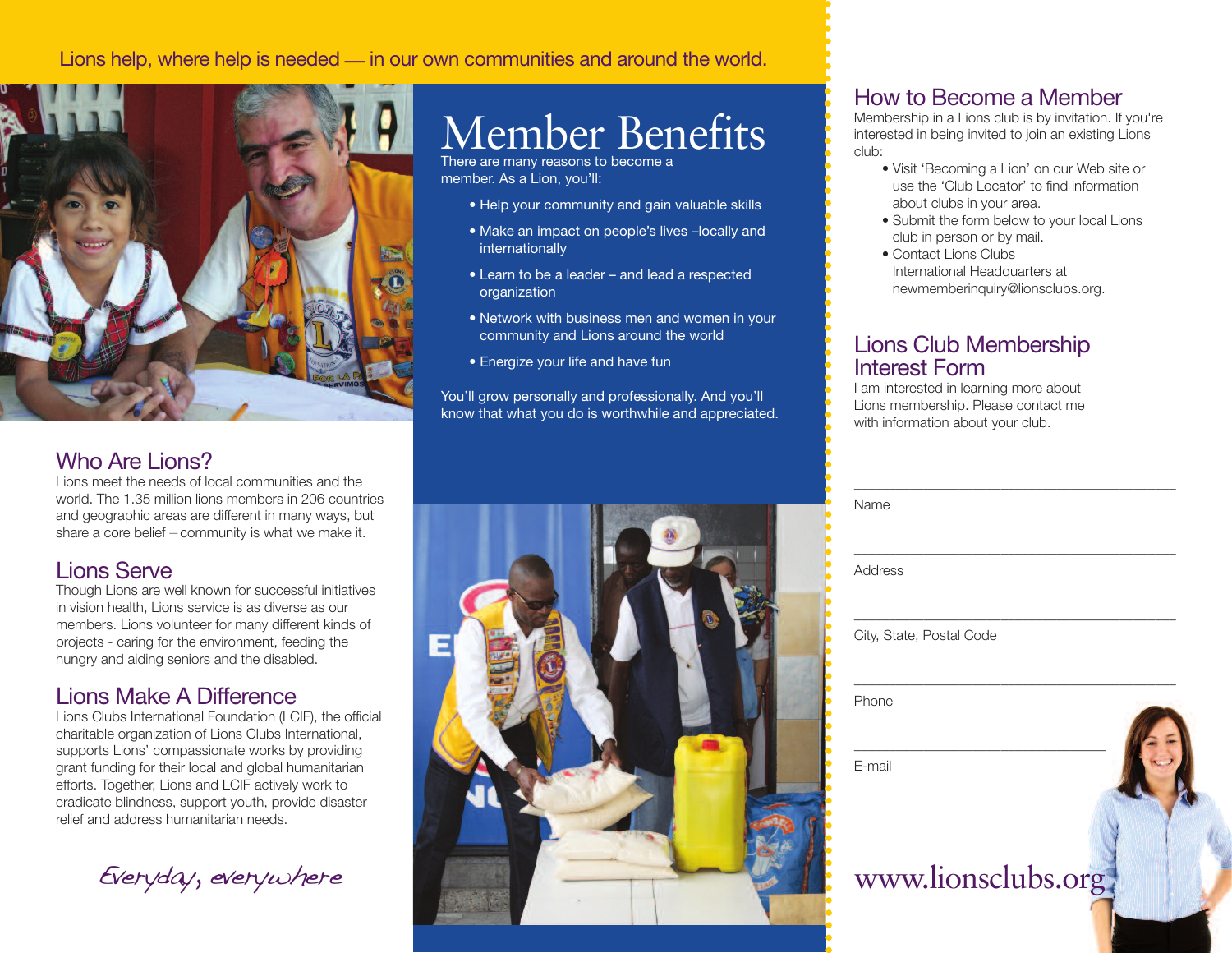Lions help, where help is needed — in our own communities and around the world.

## Who Are Lions?

Lions meet the needs of local communities and the world. The 1.35 million lions members in 206 countries and geographic areas are different in many ways, but share a core belief – community is what we make it.

## Lions Serve

Though Lions are well known for successful initiatives in vision health, Lions service is as diverse as our members. Lions volunteer for many different kinds of projects - caring for the environment, feeding the hungry and aiding seniors and the disabled.

## Lions Make A Difference

Lions Clubs International Foundation (LCIF), the official charitable organization of Lions Clubs International, supports Lions' compassionate works by providing grant funding for their local and global humanitarian efforts. Together, Lions and LCIF actively work to eradicate blindness, support youth, provide disaster relief and address humanitarian needs.

*Everyday, everywhere*

# Member Benefits

There are many reasons to become a member. As a Lion, you'll:

- Help your community and gain valuable skills
- Make an impact on people's lives –locally and internationally
- Learn to be a leader – and lead a respected organization
- Network with business men and women in your community and Lions around the world
- Energize your life and have fun

You'll grow personally and professionally. And you'll know that what you do is worthwhile and appreciated.

## How to Become a Member

Membership in a Lions club is by invitation. If you're interested in being invited to join an existing Lions club:

- Visit 'Becoming a Lion' on our Web site or use the 'Club Locator' to find information about clubs in your area.
- Submit the form below to your local Lions club in person or by mail.
- Contact Lions Clubs International Headquarters at newmemberinquiry@lionsclubs.org.

## Lions Club Membership Interest Form

I am interested in learning more about Lions membership. Please contact me with information about your club.

\_\_\_\_\_\_\_\_\_\_\_\_\_\_\_\_\_\_\_\_\_\_\_\_\_\_\_\_\_\_\_\_\_\_\_\_\_\_\_\_

Name

\_\_\_\_\_\_\_\_\_\_\_\_\_\_\_\_\_\_\_\_\_\_\_\_\_\_\_\_\_\_\_\_\_\_\_\_\_\_\_\_

Address

\_\_\_\_\_\_\_\_\_\_\_\_\_\_\_\_\_\_\_\_\_\_\_\_\_\_\_\_\_\_\_\_\_\_\_\_\_\_\_\_

City, State, Postal Code

\_\_\_\_\_\_\_\_\_\_\_\_\_\_\_\_\_\_\_\_\_\_\_\_\_\_\_\_\_\_\_\_\_\_\_\_\_\_\_\_

Phone

\_\_\_\_\_\_\_\_\_\_\_\_\_\_\_\_\_\_\_\_\_\_\_\_\_\_\_\_\_\_\_\_\_\_

E-mail

www.lionsclubs.org